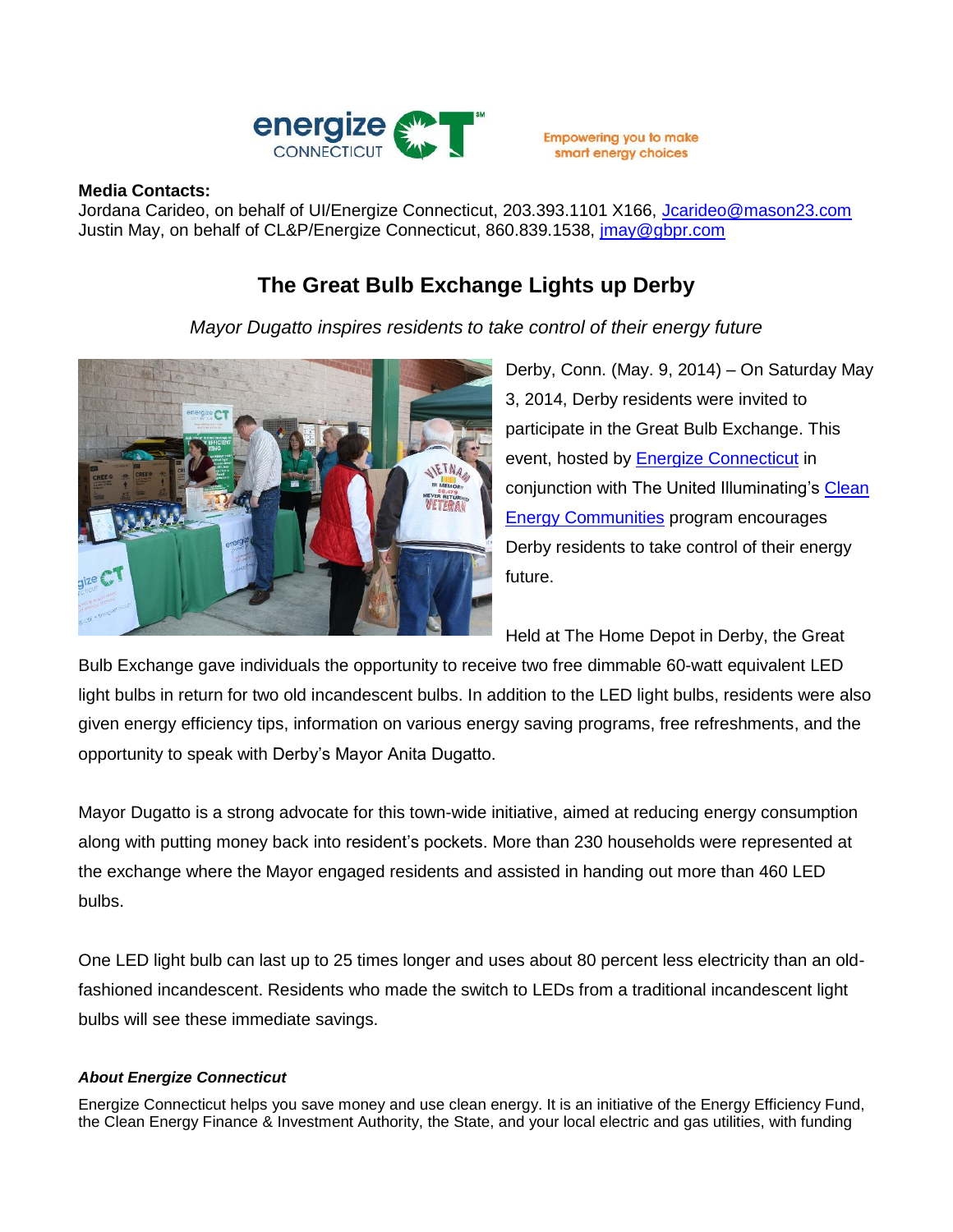energize CONNECTICUT

Empowering you to make smart energy choices

**Media Contacts:**
Jordana Carideo, on behalf of UI/Energize Connecticut, 203.393.1101 X166, Jcarideo@mason23.com
Justin May, on behalf of CL&P/Energize Connecticut, 860.839.1538, jmay@gbpr.com

# The Great Bulb Exchange Lights up Derby

*Mayor Dugatto inspires residents to take control of their energy future*

Derby, Conn. (May. 9, 2014) – On Saturday May 3, 2014, Derby residents were invited to participate in the Great Bulb Exchange. This event, hosted by Energize Connecticut in conjunction with The United Illuminating's Clean Energy Communities program encourages Derby residents to take control of their energy future.

Held at The Home Depot in Derby, the Great Bulb Exchange gave individuals the opportunity to receive two free dimmable 60-watt equivalent LED light bulbs in return for two old incandescent bulbs. In addition to the LED light bulbs, residents were also given energy efficiency tips, information on various energy saving programs, free refreshments, and the opportunity to speak with Derby's Mayor Anita Dugatto.

Mayor Dugatto is a strong advocate for this town-wide initiative, aimed at reducing energy consumption along with putting money back into resident's pockets. More than 230 households were represented at the exchange where the Mayor engaged residents and assisted in handing out more than 460 LED bulbs.

One LED light bulb can last up to 25 times longer and uses about 80 percent less electricity than an old-fashioned incandescent. Residents who made the switch to LEDs from a traditional incandescent light bulbs will see these immediate savings.

#### *About Energize Connecticut*

Energize Connecticut helps you save money and use clean energy. It is an initiative of the Energy Efficiency Fund, the Clean Energy Finance & Investment Authority, the State, and your local electric and gas utilities, with funding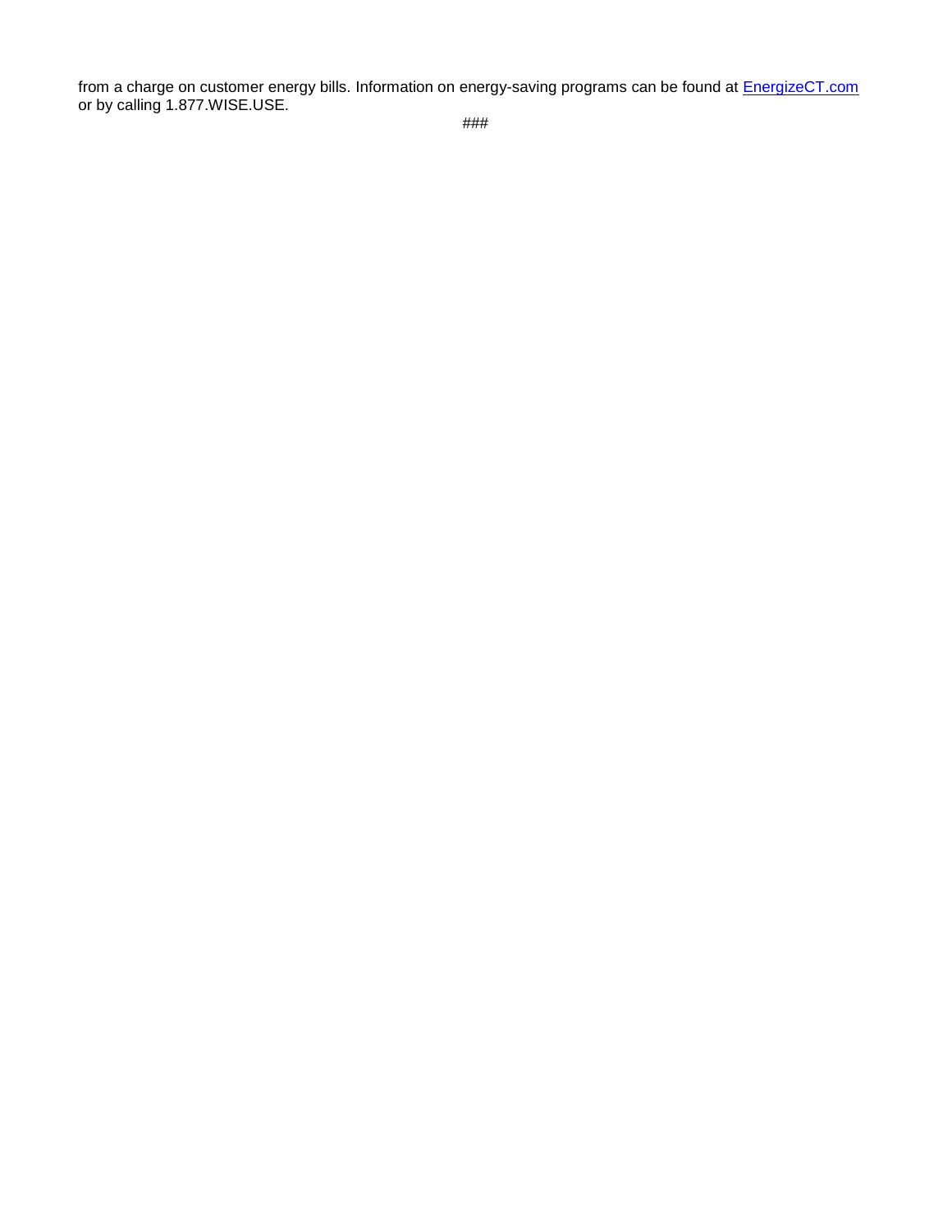from a charge on customer energy bills. Information on energy-saving programs can be found at EnergizeCT.com or by calling 1.877.WISE.USE.

###